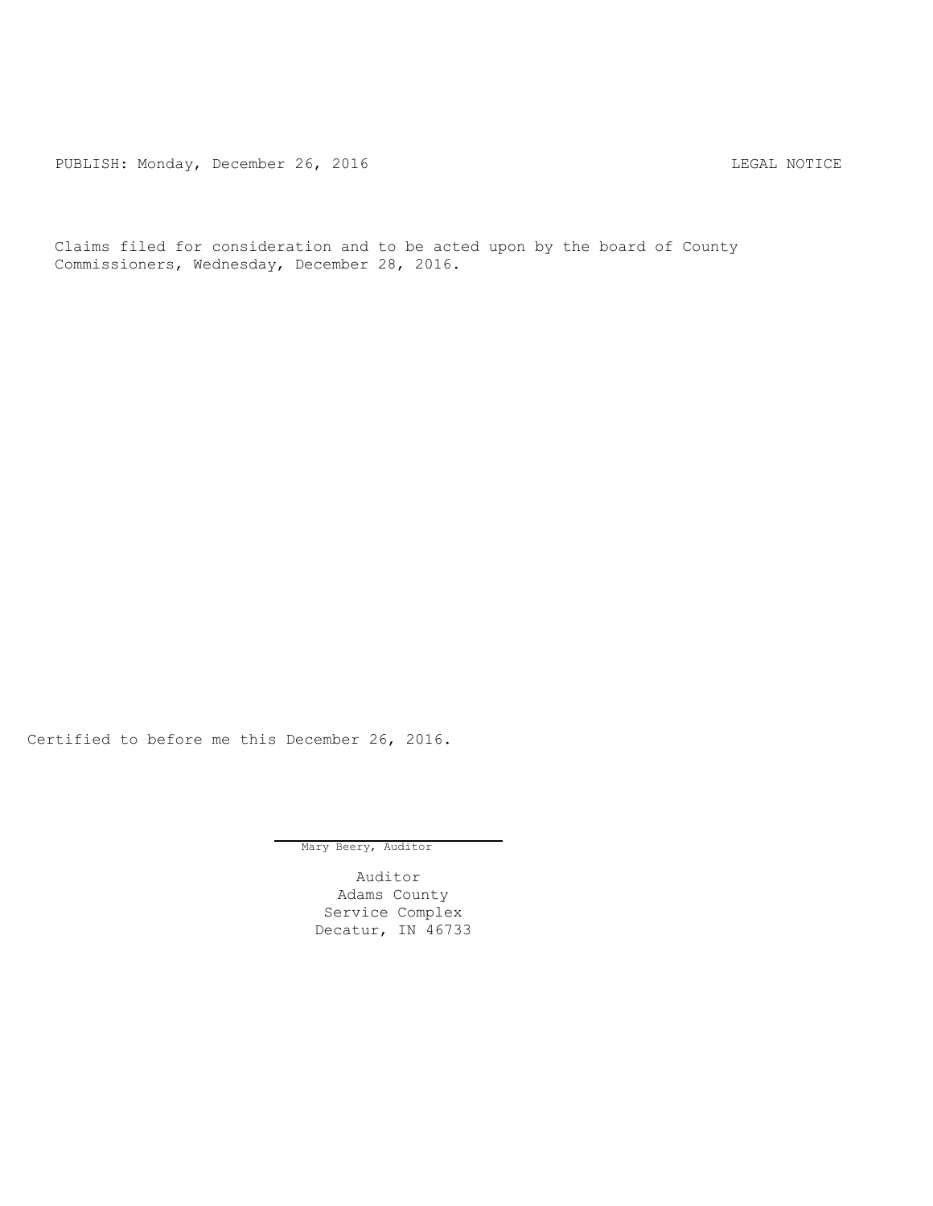PUBLISH: Monday, December 26, 2016 LEGAL NOTICE

Claims filed for consideration and to be acted upon by the board of County Commissioners, Wednesday, December 28, 2016.

Certified to before me this December 26, 2016.

Mary Beery, Auditor

Auditor
Adams County
Service Complex
Decatur, IN 46733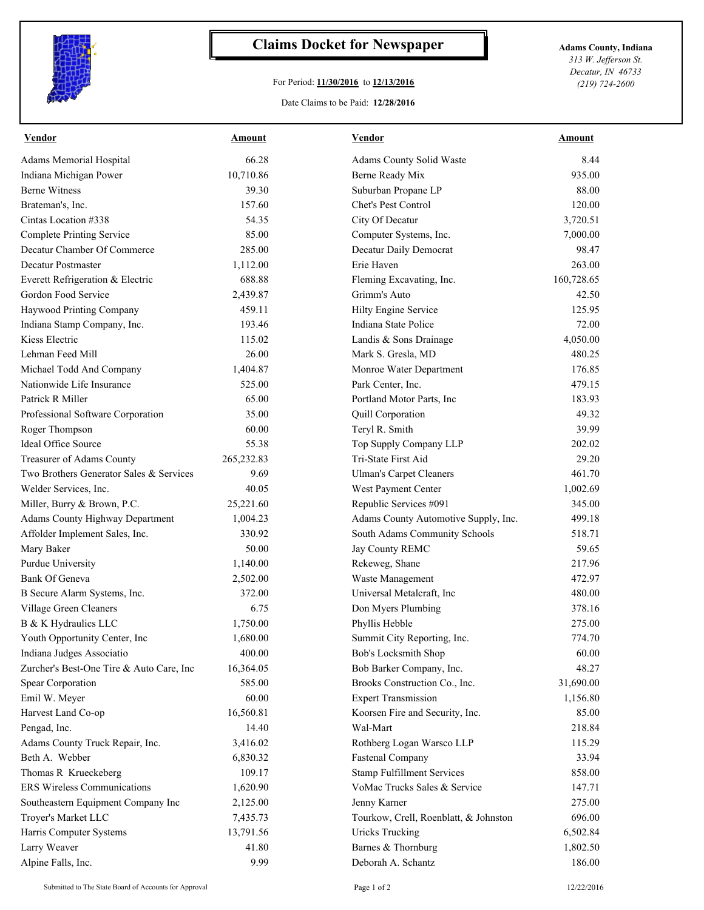# Claims Docket for Newspaper

For Period: **11/30/2016** to **12/13/2016**

Date Claims to be Paid: **12/28/2016**

**Adams County, Indiana**
*313 W. Jefferson St.*
*Decatur, IN 46733*
*(219) 724-2600*

| Vendor | Amount | Vendor | Amount |
|---|---|---|---|
| Adams Memorial Hospital | 66.28 | Adams County Solid Waste | 8.44 |
| Indiana Michigan Power | 10,710.86 | Berne Ready Mix | 935.00 |
| Berne Witness | 39.30 | Suburban Propane LP | 88.00 |
| Brateman's, Inc. | 157.60 | Chet's Pest Control | 120.00 |
| Cintas Location #338 | 54.35 | City Of Decatur | 3,720.51 |
| Complete Printing Service | 85.00 | Computer Systems, Inc. | 7,000.00 |
| Decatur Chamber Of Commerce | 285.00 | Decatur Daily Democrat | 98.47 |
| Decatur Postmaster | 1,112.00 | Erie Haven | 263.00 |
| Everett Refrigeration & Electric | 688.88 | Fleming Excavating, Inc. | 160,728.65 |
| Gordon Food Service | 2,439.87 | Grimm's Auto | 42.50 |
| Haywood Printing Company | 459.11 | Hilty Engine Service | 125.95 |
| Indiana Stamp Company, Inc. | 193.46 | Indiana State Police | 72.00 |
| Kiess Electric | 115.02 | Landis & Sons Drainage | 4,050.00 |
| Lehman Feed Mill | 26.00 | Mark S. Gresla, MD | 480.25 |
| Michael Todd And Company | 1,404.87 | Monroe Water Department | 176.85 |
| Nationwide Life Insurance | 525.00 | Park Center, Inc. | 479.15 |
| Patrick R Miller | 65.00 | Portland Motor Parts, Inc | 183.93 |
| Professional Software Corporation | 35.00 | Quill Corporation | 49.32 |
| Roger Thompson | 60.00 | Teryl R. Smith | 39.99 |
| Ideal Office Source | 55.38 | Top Supply Company LLP | 202.02 |
| Treasurer of Adams County | 265,232.83 | Tri-State First Aid | 29.20 |
| Two Brothers Generator Sales & Services | 9.69 | Ulman's Carpet Cleaners | 461.70 |
| Welder Services, Inc. | 40.05 | West Payment Center | 1,002.69 |
| Miller, Burry & Brown, P.C. | 25,221.60 | Republic Services #091 | 345.00 |
| Adams County Highway Department | 1,004.23 | Adams County Automotive Supply, Inc. | 499.18 |
| Affolder Implement Sales, Inc. | 330.92 | South Adams Community Schools | 518.71 |
| Mary Baker | 50.00 | Jay County REMC | 59.65 |
| Purdue University | 1,140.00 | Rekeweg, Shane | 217.96 |
| Bank Of Geneva | 2,502.00 | Waste Management | 472.97 |
| B Secure Alarm Systems, Inc. | 372.00 | Universal Metalcraft, Inc | 480.00 |
| Village Green Cleaners | 6.75 | Don Myers Plumbing | 378.16 |
| B & K Hydraulics LLC | 1,750.00 | Phyllis Hebble | 275.00 |
| Youth Opportunity Center, Inc | 1,680.00 | Summit City Reporting, Inc. | 774.70 |
| Indiana Judges Associatio | 400.00 | Bob's Locksmith Shop | 60.00 |
| Zurcher's Best-One Tire & Auto Care, Inc | 16,364.05 | Bob Barker Company, Inc. | 48.27 |
| Spear Corporation | 585.00 | Brooks Construction Co., Inc. | 31,690.00 |
| Emil W. Meyer | 60.00 | Expert Transmission | 1,156.80 |
| Harvest Land Co-op | 16,560.81 | Koorsen Fire and Security, Inc. | 85.00 |
| Pengad, Inc. | 14.40 | Wal-Mart | 218.84 |
| Adams County Truck Repair, Inc. | 3,416.02 | Rothberg Logan Warsco LLP | 115.29 |
| Beth A. Webber | 6,830.32 | Fastenal Company | 33.94 |
| Thomas R Krueckeberg | 109.17 | Stamp Fulfillment Services | 858.00 |
| ERS Wireless Communications | 1,620.90 | VoMac Trucks Sales & Service | 147.71 |
| Southeastern Equipment Company Inc | 2,125.00 | Jenny Karner | 275.00 |
| Troyer's Market LLC | 7,435.73 | Tourkow, Crell, Roenblatt, & Johnston | 696.00 |
| Harris Computer Systems | 13,791.56 | Uricks Trucking | 6,502.84 |
| Larry Weaver | 41.80 | Barnes & Thornburg | 1,802.50 |
| Alpine Falls, Inc. | 9.99 | Deborah A. Schantz | 186.00 |

Submitted to The State Board of Accounts for Approval — 12/22/2016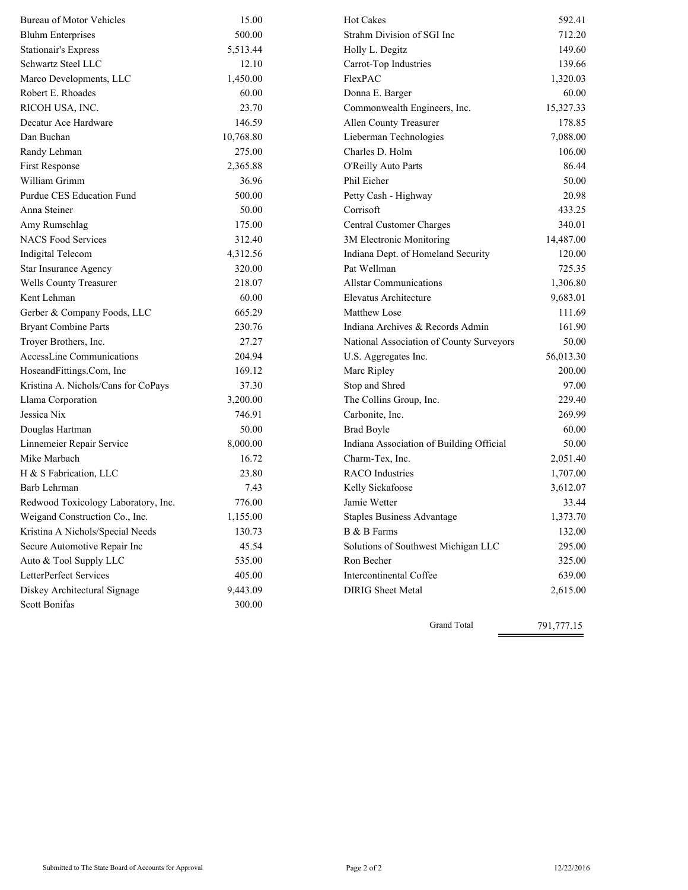| | | | |
|---|---|---|---|
| Bureau of Motor Vehicles | 15.00 | Hot Cakes | 592.41 |
| Bluhm Enterprises | 500.00 | Strahm Division of SGI Inc | 712.20 |
| Stationair's Express | 5,513.44 | Holly L. Degitz | 149.60 |
| Schwartz Steel LLC | 12.10 | Carrot-Top Industries | 139.66 |
| Marco Developments, LLC | 1,450.00 | FlexPAC | 1,320.03 |
| Robert E. Rhoades | 60.00 | Donna E. Barger | 60.00 |
| RICOH USA, INC. | 23.70 | Commonwealth Engineers, Inc. | 15,327.33 |
| Decatur Ace Hardware | 146.59 | Allen County Treasurer | 178.85 |
| Dan Buchan | 10,768.80 | Lieberman Technologies | 7,088.00 |
| Randy Lehman | 275.00 | Charles D. Holm | 106.00 |
| First Response | 2,365.88 | O'Reilly Auto Parts | 86.44 |
| William Grimm | 36.96 | Phil Eicher | 50.00 |
| Purdue CES Education Fund | 500.00 | Petty Cash - Highway | 20.98 |
| Anna Steiner | 50.00 | Corrisoft | 433.25 |
| Amy Rumschlag | 175.00 | Central Customer Charges | 340.01 |
| NACS Food Services | 312.40 | 3M Electronic Monitoring | 14,487.00 |
| Indigital Telecom | 4,312.56 | Indiana Dept. of Homeland Security | 120.00 |
| Star Insurance Agency | 320.00 | Pat Wellman | 725.35 |
| Wells County Treasurer | 218.07 | Allstar Communications | 1,306.80 |
| Kent Lehman | 60.00 | Elevatus Architecture | 9,683.01 |
| Gerber & Company Foods, LLC | 665.29 | Matthew Lose | 111.69 |
| Bryant Combine Parts | 230.76 | Indiana Archives & Records Admin | 161.90 |
| Troyer Brothers, Inc. | 27.27 | National Association of County Surveyors | 50.00 |
| AccessLine Communications | 204.94 | U.S. Aggregates Inc. | 56,013.30 |
| HoseandFittings.Com, Inc | 169.12 | Marc Ripley | 200.00 |
| Kristina A. Nichols/Cans for CoPays | 37.30 | Stop and Shred | 97.00 |
| Llama Corporation | 3,200.00 | The Collins Group, Inc. | 229.40 |
| Jessica Nix | 746.91 | Carbonite, Inc. | 269.99 |
| Douglas Hartman | 50.00 | Brad Boyle | 60.00 |
| Linnemeier Repair Service | 8,000.00 | Indiana Association of Building Official | 50.00 |
| Mike Marbach | 16.72 | Charm-Tex, Inc. | 2,051.40 |
| H & S Fabrication, LLC | 23.80 | RACO Industries | 1,707.00 |
| Barb Lehrman | 7.43 | Kelly Sickafoose | 3,612.07 |
| Redwood Toxicology Laboratory, Inc. | 776.00 | Jamie Wetter | 33.44 |
| Weigand Construction Co., Inc. | 1,155.00 | Staples Business Advantage | 1,373.70 |
| Kristina A Nichols/Special Needs | 130.73 | B & B Farms | 132.00 |
| Secure Automotive Repair Inc | 45.54 | Solutions of Southwest Michigan LLC | 295.00 |
| Auto & Tool Supply LLC | 535.00 | Ron Becher | 325.00 |
| LetterPerfect Services | 405.00 | Intercontinental Coffee | 639.00 |
| Diskey Architectural Signage | 9,443.09 | DIRIG Sheet Metal | 2,615.00 |
| Scott Bonifas | 300.00 | | |
| | | Grand Total | 791,777.15 |

Submitted to The State Board of Accounts for Approval 12/22/2016